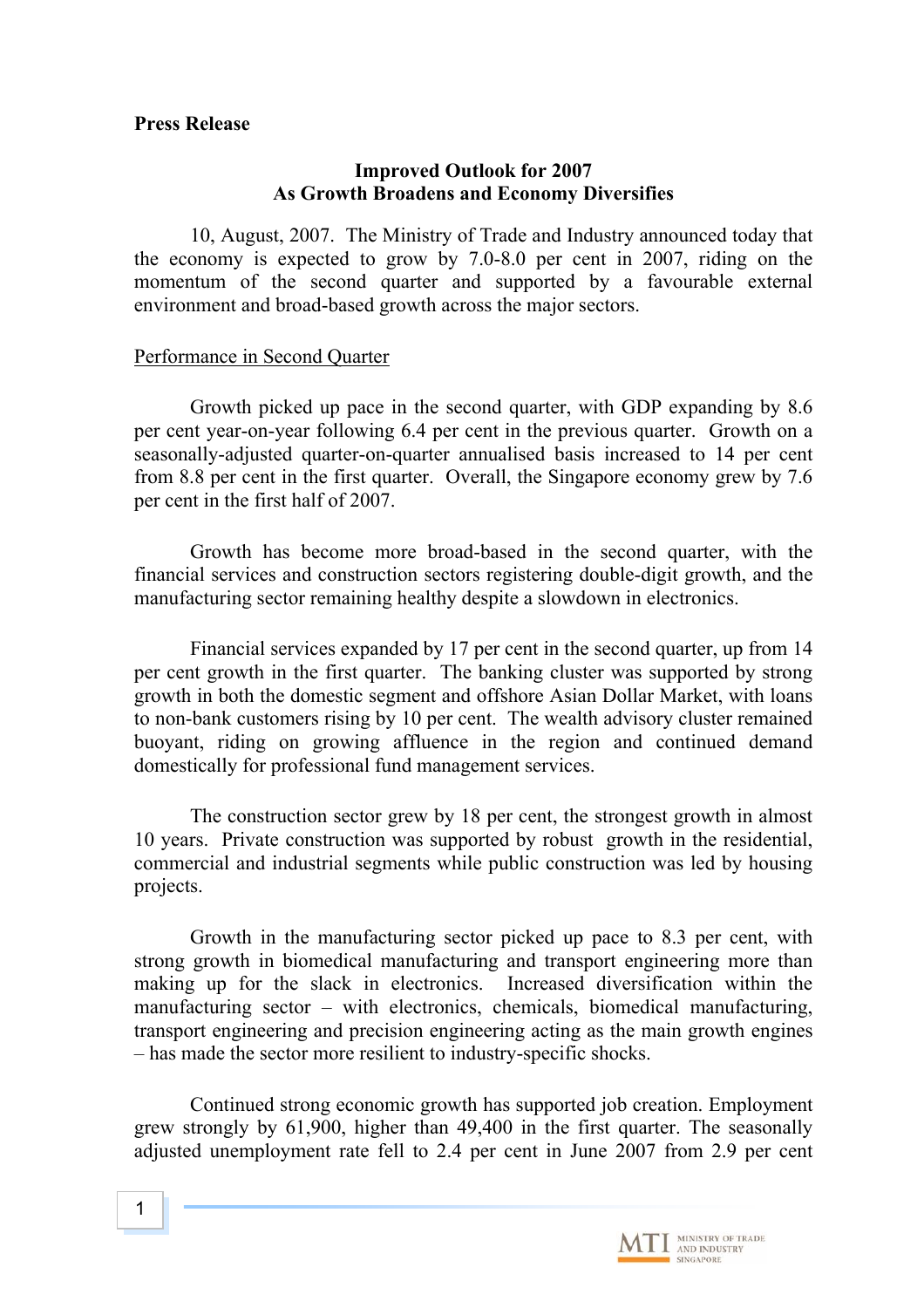**Press Release**

**Improved Outlook for 2007**
**As Growth Broadens and Economy Diversifies**

10, August, 2007. The Ministry of Trade and Industry announced today that the economy is expected to grow by 7.0-8.0 per cent in 2007, riding on the momentum of the second quarter and supported by a favourable external environment and broad-based growth across the major sectors.

<u>Performance in Second Quarter</u>

Growth picked up pace in the second quarter, with GDP expanding by 8.6 per cent year-on-year following 6.4 per cent in the previous quarter. Growth on a seasonally-adjusted quarter-on-quarter annualised basis increased to 14 per cent from 8.8 per cent in the first quarter. Overall, the Singapore economy grew by 7.6 per cent in the first half of 2007.

Growth has become more broad-based in the second quarter, with the financial services and construction sectors registering double-digit growth, and the manufacturing sector remaining healthy despite a slowdown in electronics.

Financial services expanded by 17 per cent in the second quarter, up from 14 per cent growth in the first quarter. The banking cluster was supported by strong growth in both the domestic segment and offshore Asian Dollar Market, with loans to non-bank customers rising by 10 per cent. The wealth advisory cluster remained buoyant, riding on growing affluence in the region and continued demand domestically for professional fund management services.

The construction sector grew by 18 per cent, the strongest growth in almost 10 years. Private construction was supported by robust growth in the residential, commercial and industrial segments while public construction was led by housing projects.

Growth in the manufacturing sector picked up pace to 8.3 per cent, with strong growth in biomedical manufacturing and transport engineering more than making up for the slack in electronics. Increased diversification within the manufacturing sector – with electronics, chemicals, biomedical manufacturing, transport engineering and precision engineering acting as the main growth engines – has made the sector more resilient to industry-specific shocks.

Continued strong economic growth has supported job creation. Employment grew strongly by 61,900, higher than 49,400 in the first quarter. The seasonally adjusted unemployment rate fell to 2.4 per cent in June 2007 from 2.9 per cent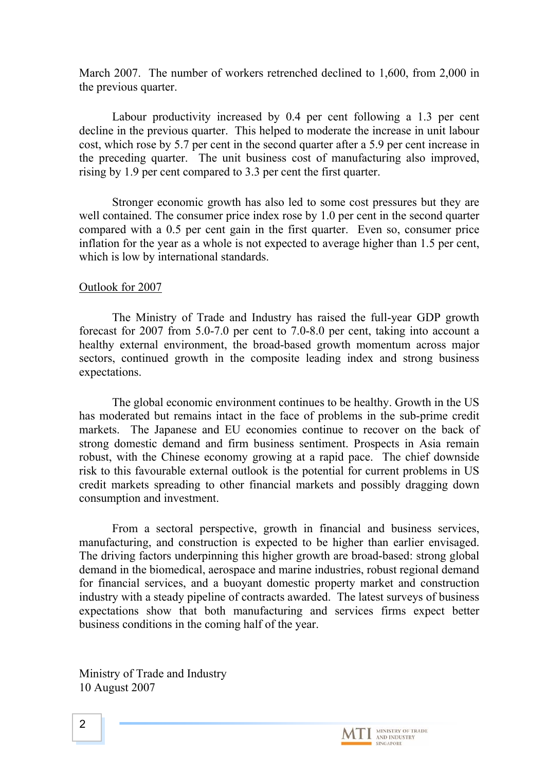March 2007. The number of workers retrenched declined to 1,600, from 2,000 in the previous quarter.

Labour productivity increased by 0.4 per cent following a 1.3 per cent decline in the previous quarter. This helped to moderate the increase in unit labour cost, which rose by 5.7 per cent in the second quarter after a 5.9 per cent increase in the preceding quarter. The unit business cost of manufacturing also improved, rising by 1.9 per cent compared to 3.3 per cent the first quarter.

Stronger economic growth has also led to some cost pressures but they are well contained. The consumer price index rose by 1.0 per cent in the second quarter compared with a 0.5 per cent gain in the first quarter. Even so, consumer price inflation for the year as a whole is not expected to average higher than 1.5 per cent, which is low by international standards.

<u>Outlook for 2007</u>

The Ministry of Trade and Industry has raised the full-year GDP growth forecast for 2007 from 5.0-7.0 per cent to 7.0-8.0 per cent, taking into account a healthy external environment, the broad-based growth momentum across major sectors, continued growth in the composite leading index and strong business expectations.

The global economic environment continues to be healthy. Growth in the US has moderated but remains intact in the face of problems in the sub-prime credit markets. The Japanese and EU economies continue to recover on the back of strong domestic demand and firm business sentiment. Prospects in Asia remain robust, with the Chinese economy growing at a rapid pace. The chief downside risk to this favourable external outlook is the potential for current problems in US credit markets spreading to other financial markets and possibly dragging down consumption and investment.

From a sectoral perspective, growth in financial and business services, manufacturing, and construction is expected to be higher than earlier envisaged. The driving factors underpinning this higher growth are broad-based: strong global demand in the biomedical, aerospace and marine industries, robust regional demand for financial services, and a buoyant domestic property market and construction industry with a steady pipeline of contracts awarded. The latest surveys of business expectations show that both manufacturing and services firms expect better business conditions in the coming half of the year.

Ministry of Trade and Industry
10 August 2007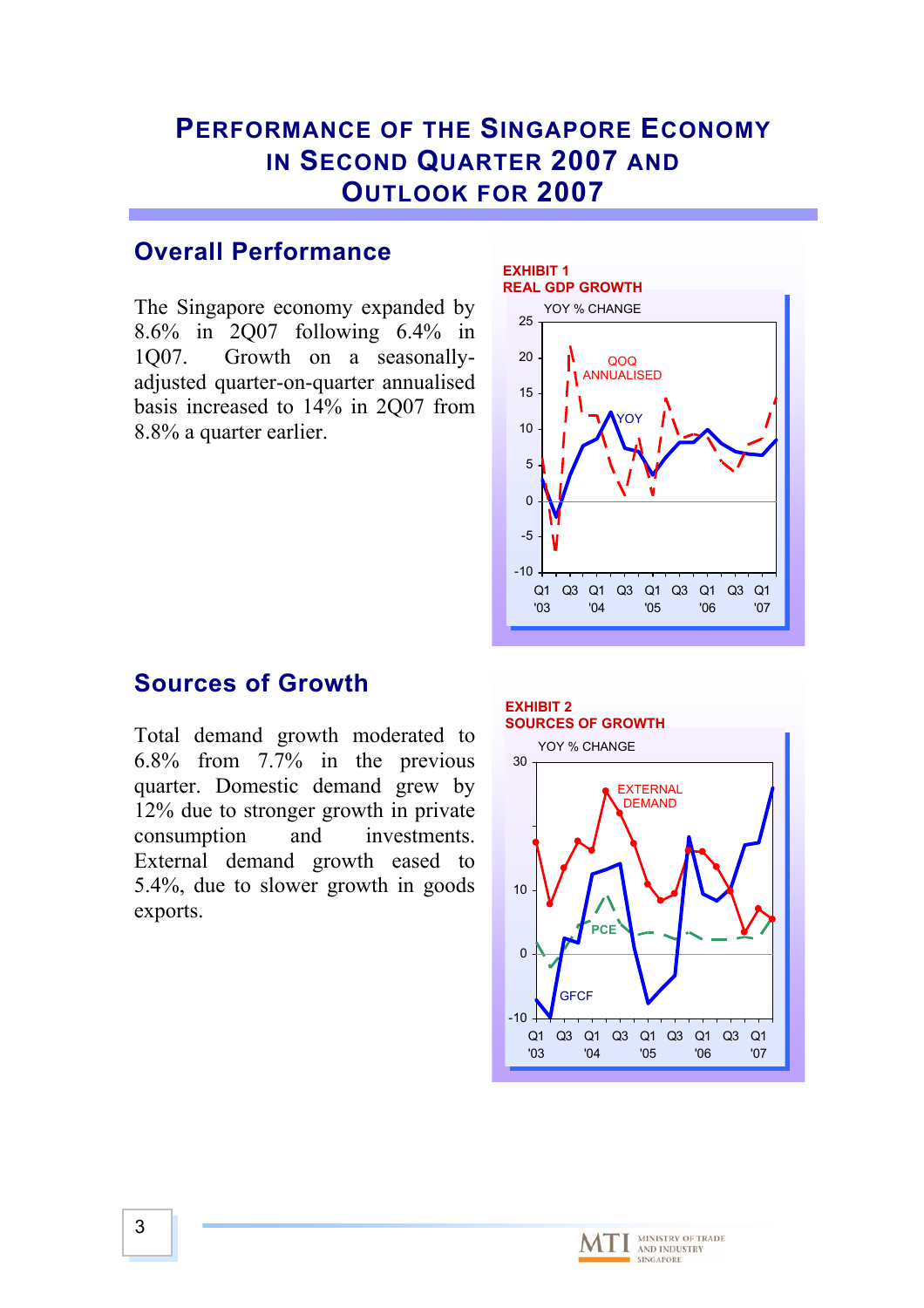# Performance of the Singapore Economy in Second Quarter 2007 and Outlook for 2007

## Overall Performance

The Singapore economy expanded by 8.6% in 2Q07 following 6.4% in 1Q07. Growth on a seasonally-adjusted quarter-on-quarter annualised basis increased to 14% in 2Q07 from 8.8% a quarter earlier.

**EXHIBIT 1**
**REAL GDP GROWTH**

## Sources of Growth

Total demand growth moderated to 6.8% from 7.7% in the previous quarter. Domestic demand grew by 12% due to stronger growth in private consumption and investments. External demand growth eased to 5.4%, due to slower growth in goods exports.

**EXHIBIT 2**
**SOURCES OF GROWTH**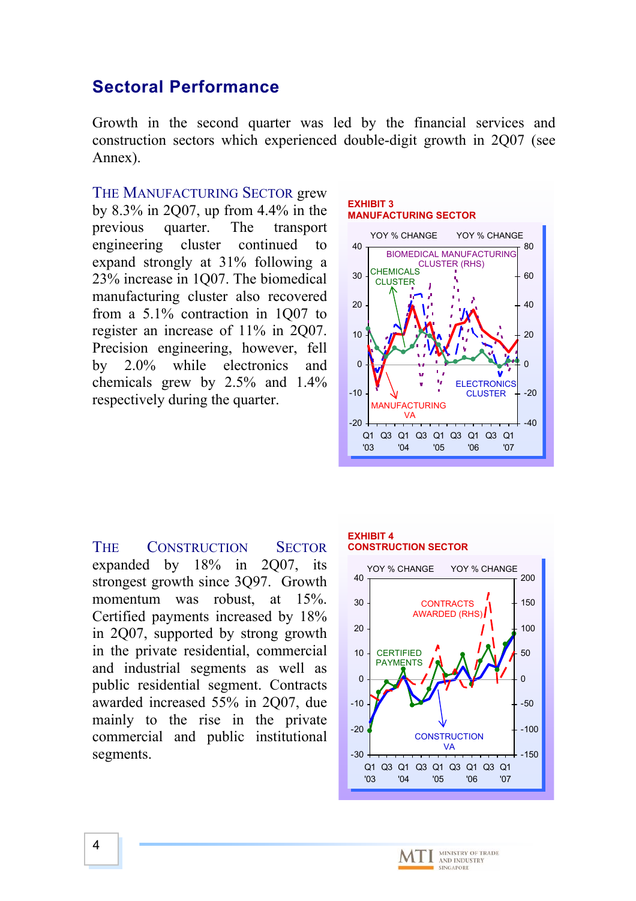## Sectoral Performance

Growth in the second quarter was led by the financial services and construction sectors which experienced double-digit growth in 2Q07 (see Annex).

THE MANUFACTURING SECTOR grew by 8.3% in 2Q07, up from 4.4% in the previous quarter. The transport engineering cluster continued to expand strongly at 31% following a 23% increase in 1Q07. The biomedical manufacturing cluster also recovered from a 5.1% contraction in 1Q07 to register an increase of 11% in 2Q07. Precision engineering, however, fell by 2.0% while electronics and chemicals grew by 2.5% and 1.4% respectively during the quarter.

**EXHIBIT 3**
**MANUFACTURING SECTOR**

THE CONSTRUCTION SECTOR expanded by 18% in 2Q07, its strongest growth since 3Q97. Growth momentum was robust, at 15%. Certified payments increased by 18% in 2Q07, supported by strong growth in the private residential, commercial and industrial segments as well as public residential segment. Contracts awarded increased 55% in 2Q07, due mainly to the rise in the private commercial and public institutional segments.

**EXHIBIT 4**
**CONSTRUCTION SECTOR**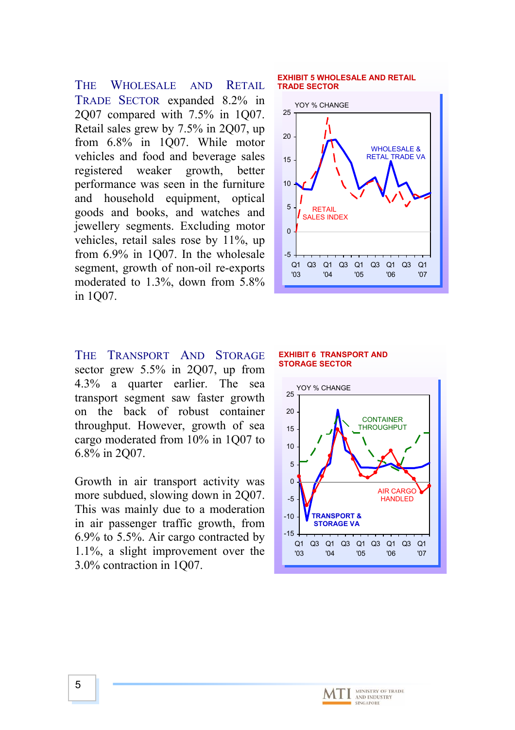**THE WHOLESALE AND RETAIL TRADE SECTOR** expanded 8.2% in 2Q07 compared with 7.5% in 1Q07. Retail sales grew by 7.5% in 2Q07, up from 6.8% in 1Q07. While motor vehicles and food and beverage sales registered weaker growth, better performance was seen in the furniture and household equipment, optical goods and books, and watches and jewellery segments. Excluding motor vehicles, retail sales rose by 11%, up from 6.9% in 1Q07. In the wholesale segment, growth of non-oil re-exports moderated to 1.3%, down from 5.8% in 1Q07.

**EXHIBIT 5 WHOLESALE AND RETAIL TRADE SECTOR**

**THE TRANSPORT AND STORAGE** sector grew 5.5% in 2Q07, up from 4.3% a quarter earlier. The sea transport segment saw faster growth on the back of robust container throughput. However, growth of sea cargo moderated from 10% in 1Q07 to 6.8% in 2Q07.

Growth in air transport activity was more subdued, slowing down in 2Q07. This was mainly due to a moderation in air passenger traffic growth, from 6.9% to 5.5%. Air cargo contracted by 1.1%, a slight improvement over the 3.0% contraction in 1Q07.

**EXHIBIT 6 TRANSPORT AND STORAGE SECTOR**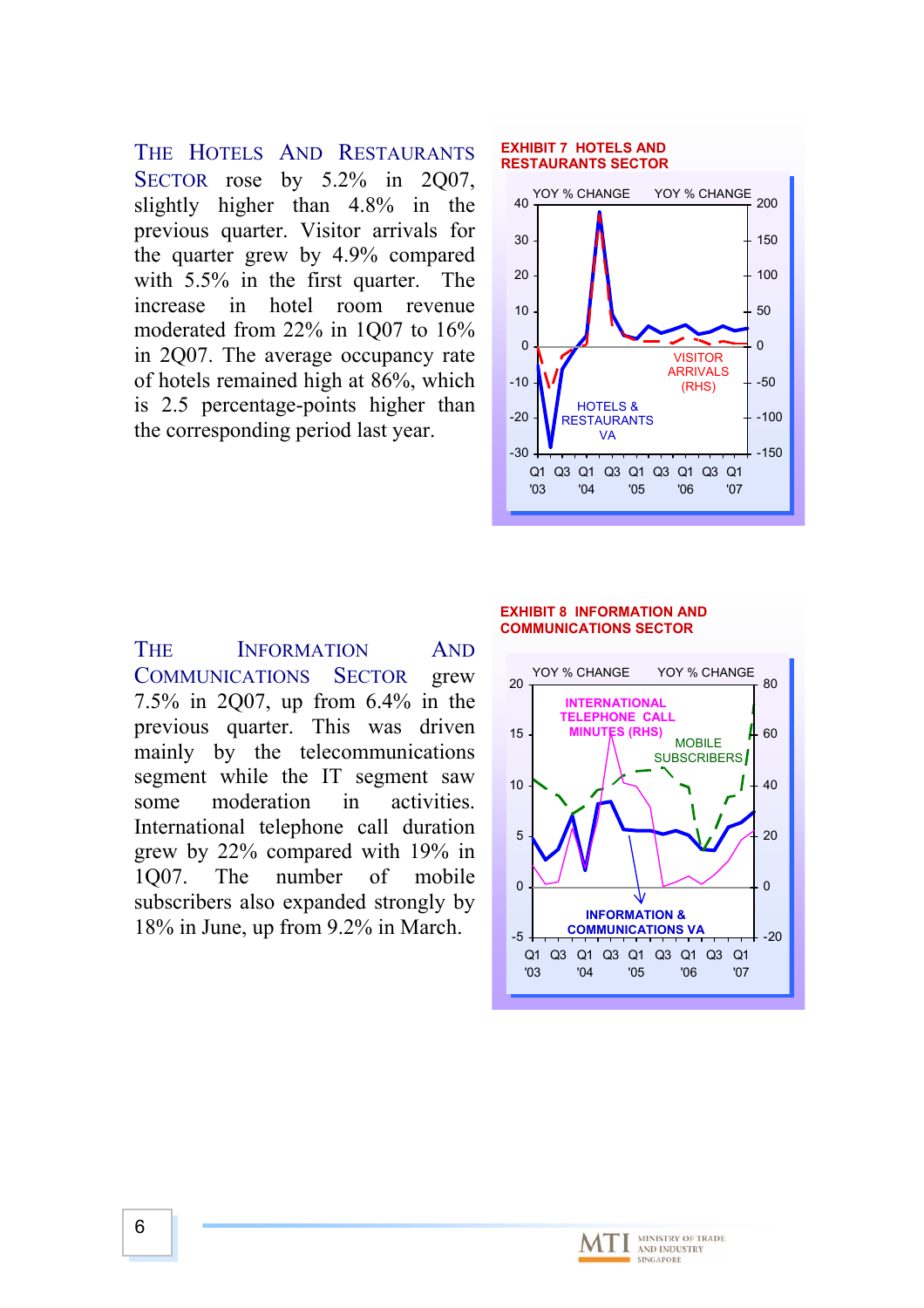**THE HOTELS AND RESTAURANTS SECTOR** rose by 5.2% in 2Q07, slightly higher than 4.8% in the previous quarter. Visitor arrivals for the quarter grew by 4.9% compared with 5.5% in the first quarter. The increase in hotel room revenue moderated from 22% in 1Q07 to 16% in 2Q07. The average occupancy rate of hotels remained high at 86%, which is 2.5 percentage-points higher than the corresponding period last year.

**EXHIBIT 7 HOTELS AND RESTAURANTS SECTOR**

**THE INFORMATION AND COMMUNICATIONS SECTOR** grew 7.5% in 2Q07, up from 6.4% in the previous quarter. This was driven mainly by the telecommunications segment while the IT segment saw some moderation in activities. International telephone call duration grew by 22% compared with 19% in 1Q07. The number of mobile subscribers also expanded strongly by 18% in June, up from 9.2% in March.

**EXHIBIT 8 INFORMATION AND COMMUNICATIONS SECTOR**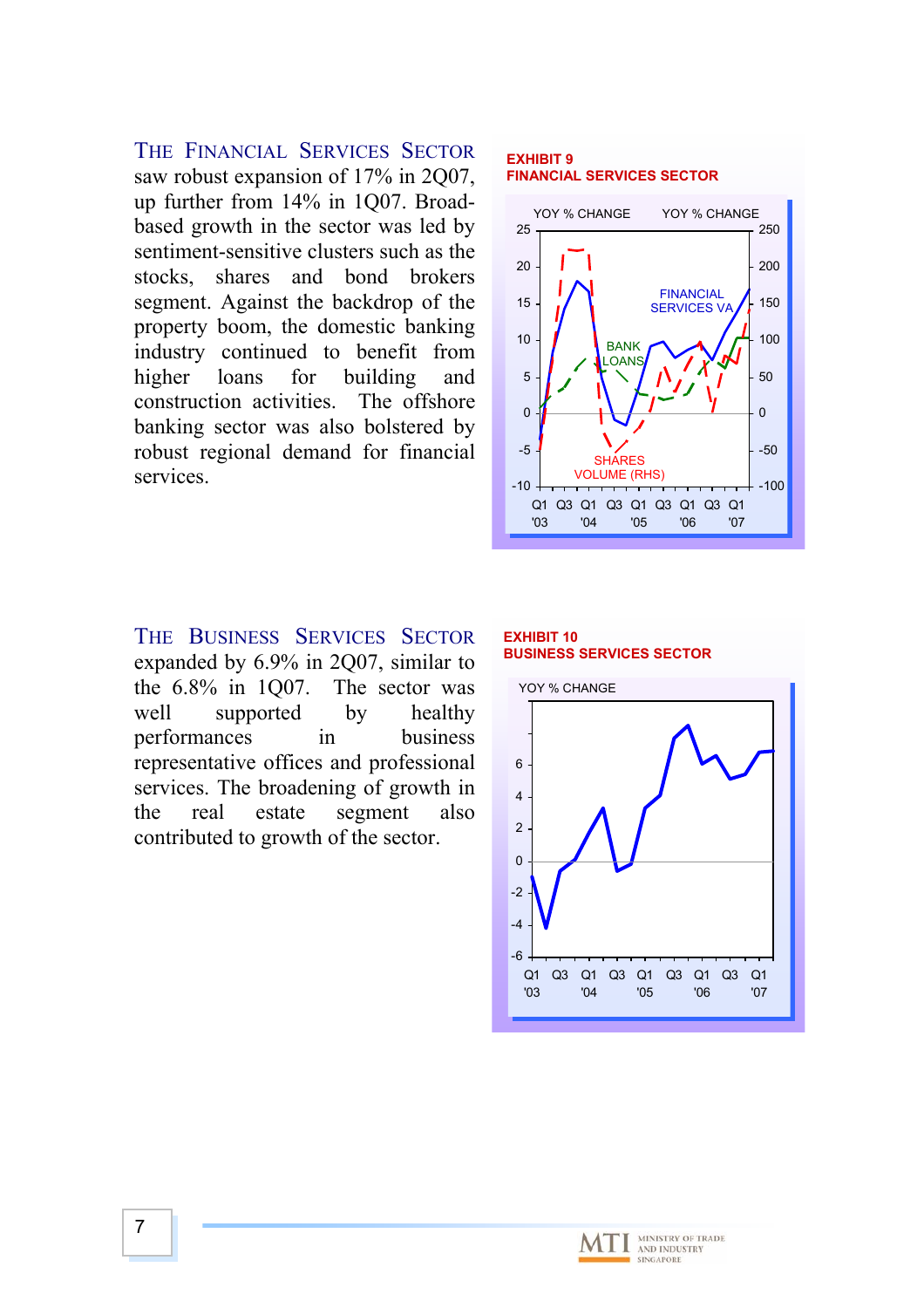THE FINANCIAL SERVICES SECTOR saw robust expansion of 17% in 2Q07, up further from 14% in 1Q07. Broad-based growth in the sector was led by sentiment-sensitive clusters such as the stocks, shares and bond brokers segment. Against the backdrop of the property boom, the domestic banking industry continued to benefit from higher loans for building and construction activities. The offshore banking sector was also bolstered by robust regional demand for financial services.

**EXHIBIT 9**
**FINANCIAL SERVICES SECTOR**

THE BUSINESS SERVICES SECTOR expanded by 6.9% in 2Q07, similar to the 6.8% in 1Q07. The sector was well supported by healthy performances in business representative offices and professional services. The broadening of growth in the real estate segment also contributed to growth of the sector.

**EXHIBIT 10**
**BUSINESS SERVICES SECTOR**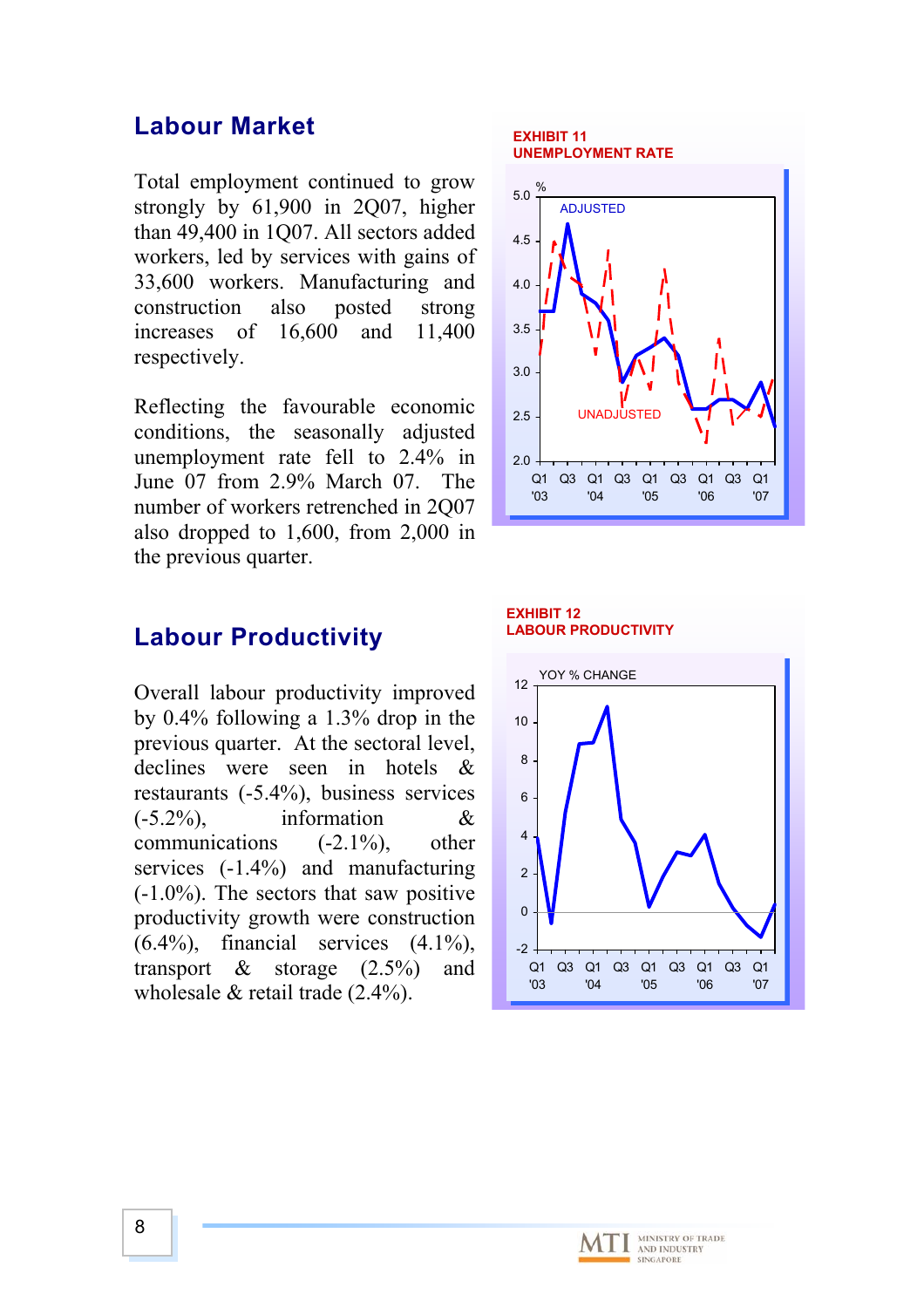## Labour Market

Total employment continued to grow strongly by 61,900 in 2Q07, higher than 49,400 in 1Q07. All sectors added workers, led by services with gains of 33,600 workers. Manufacturing and construction also posted strong increases of 16,600 and 11,400 respectively.

Reflecting the favourable economic conditions, the seasonally adjusted unemployment rate fell to 2.4% in June 07 from 2.9% March 07. The number of workers retrenched in 2Q07 also dropped to 1,600, from 2,000 in the previous quarter.

**EXHIBIT 11**
**UNEMPLOYMENT RATE**

## Labour Productivity

Overall labour productivity improved by 0.4% following a 1.3% drop in the previous quarter. At the sectoral level, declines were seen in hotels & restaurants (-5.4%), business services (-5.2%), information & communications (-2.1%), other services (-1.4%) and manufacturing (-1.0%). The sectors that saw positive productivity growth were construction (6.4%), financial services (4.1%), transport & storage (2.5%) and wholesale & retail trade (2.4%).

**EXHIBIT 12**
**LABOUR PRODUCTIVITY**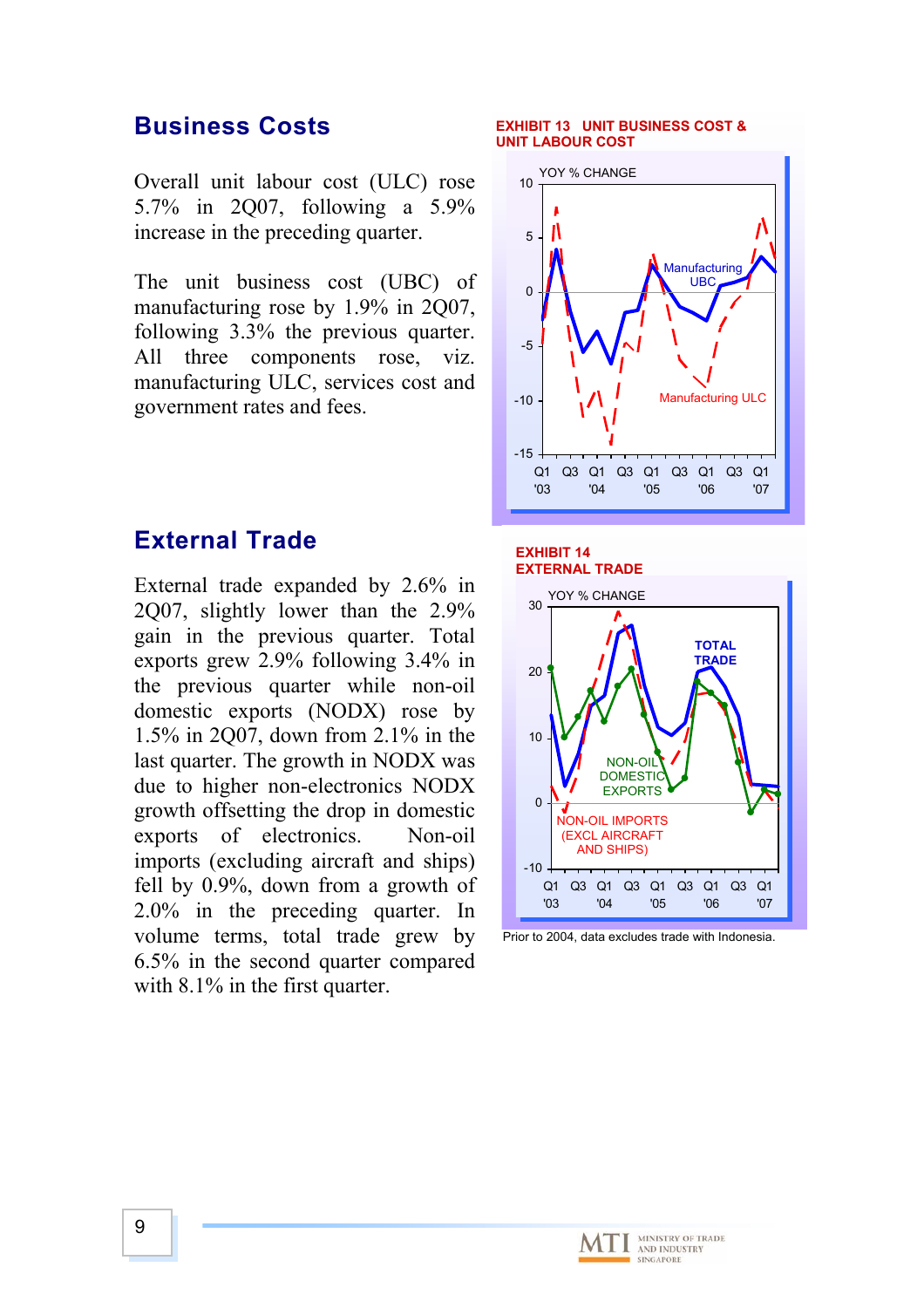## Business Costs

Overall unit labour cost (ULC) rose 5.7% in 2Q07, following a 5.9% increase in the preceding quarter.

The unit business cost (UBC) of manufacturing rose by 1.9% in 2Q07, following 3.3% the previous quarter. All three components rose, viz. manufacturing ULC, services cost and government rates and fees.

**EXHIBIT 13 UNIT BUSINESS COST & UNIT LABOUR COST**

## External Trade

External trade expanded by 2.6% in 2Q07, slightly lower than the 2.9% gain in the previous quarter. Total exports grew 2.9% following 3.4% in the previous quarter while non-oil domestic exports (NODX) rose by 1.5% in 2Q07, down from 2.1% in the last quarter. The growth in NODX was due to higher non-electronics NODX growth offsetting the drop in domestic exports of electronics. Non-oil imports (excluding aircraft and ships) fell by 0.9%, down from a growth of 2.0% in the preceding quarter. In volume terms, total trade grew by 6.5% in the second quarter compared with 8.1% in the first quarter.

**EXHIBIT 14 EXTERNAL TRADE**

Prior to 2004, data excludes trade with Indonesia.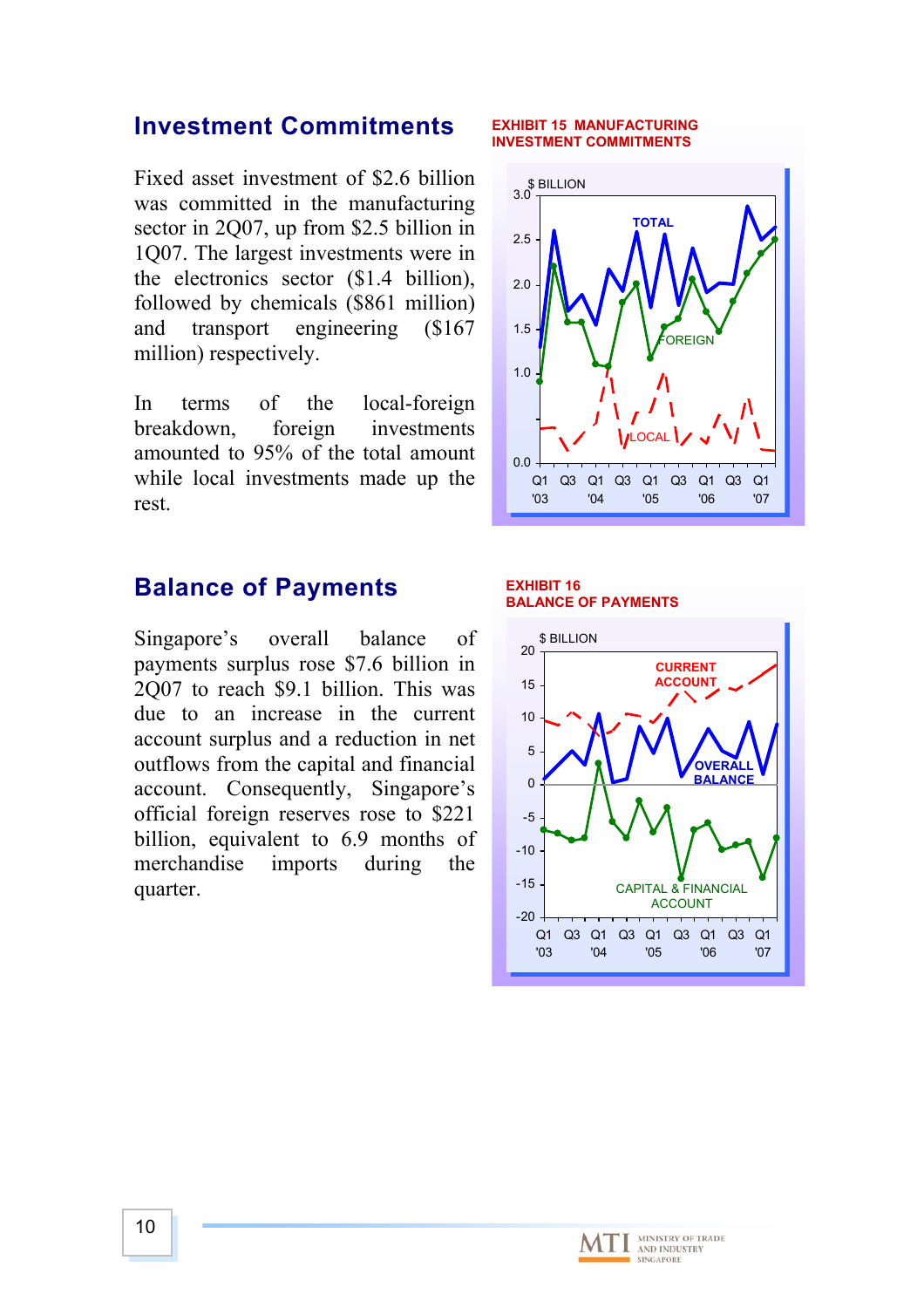## Investment Commitments

Fixed asset investment of $2.6 billion was committed in the manufacturing sector in 2Q07, up from $2.5 billion in 1Q07. The largest investments were in the electronics sector ($1.4 billion), followed by chemicals ($861 million) and transport engineering ($167 million) respectively.

In terms of the local-foreign breakdown, foreign investments amounted to 95% of the total amount while local investments made up the rest.

**EXHIBIT 15 MANUFACTURING INVESTMENT COMMITMENTS**

## Balance of Payments

Singapore's overall balance of payments surplus rose $7.6 billion in 2Q07 to reach $9.1 billion. This was due to an increase in the current account surplus and a reduction in net outflows from the capital and financial account. Consequently, Singapore's official foreign reserves rose to $221 billion, equivalent to 6.9 months of merchandise imports during the quarter.

**EXHIBIT 16 BALANCE OF PAYMENTS**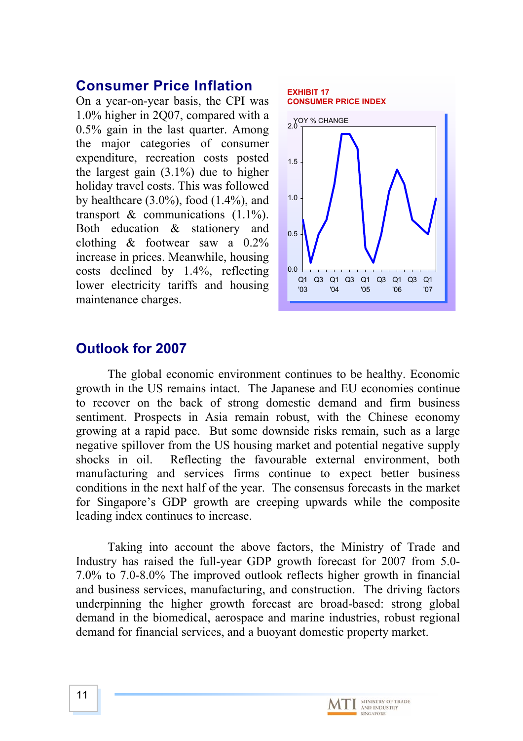## Consumer Price Inflation

On a year-on-year basis, the CPI was 1.0% higher in 2Q07, compared with a 0.5% gain in the last quarter. Among the major categories of consumer expenditure, recreation costs posted the largest gain (3.1%) due to higher holiday travel costs. This was followed by healthcare (3.0%), food (1.4%), and transport & communications (1.1%). Both education & stationery and clothing & footwear saw a 0.2% increase in prices. Meanwhile, housing costs declined by 1.4%, reflecting lower electricity tariffs and housing maintenance charges.

**EXHIBIT 17**
**CONSUMER PRICE INDEX**

YOY % CHANGE

## Outlook for 2007

The global economic environment continues to be healthy. Economic growth in the US remains intact. The Japanese and EU economies continue to recover on the back of strong domestic demand and firm business sentiment. Prospects in Asia remain robust, with the Chinese economy growing at a rapid pace. But some downside risks remain, such as a large negative spillover from the US housing market and potential negative supply shocks in oil. Reflecting the favourable external environment, both manufacturing and services firms continue to expect better business conditions in the next half of the year. The consensus forecasts in the market for Singapore's GDP growth are creeping upwards while the composite leading index continues to increase.

Taking into account the above factors, the Ministry of Trade and Industry has raised the full-year GDP growth forecast for 2007 from 5.0-7.0% to 7.0-8.0% The improved outlook reflects higher growth in financial and business services, manufacturing, and construction. The driving factors underpinning the higher growth forecast are broad-based: strong global demand in the biomedical, aerospace and marine industries, robust regional demand for financial services, and a buoyant domestic property market.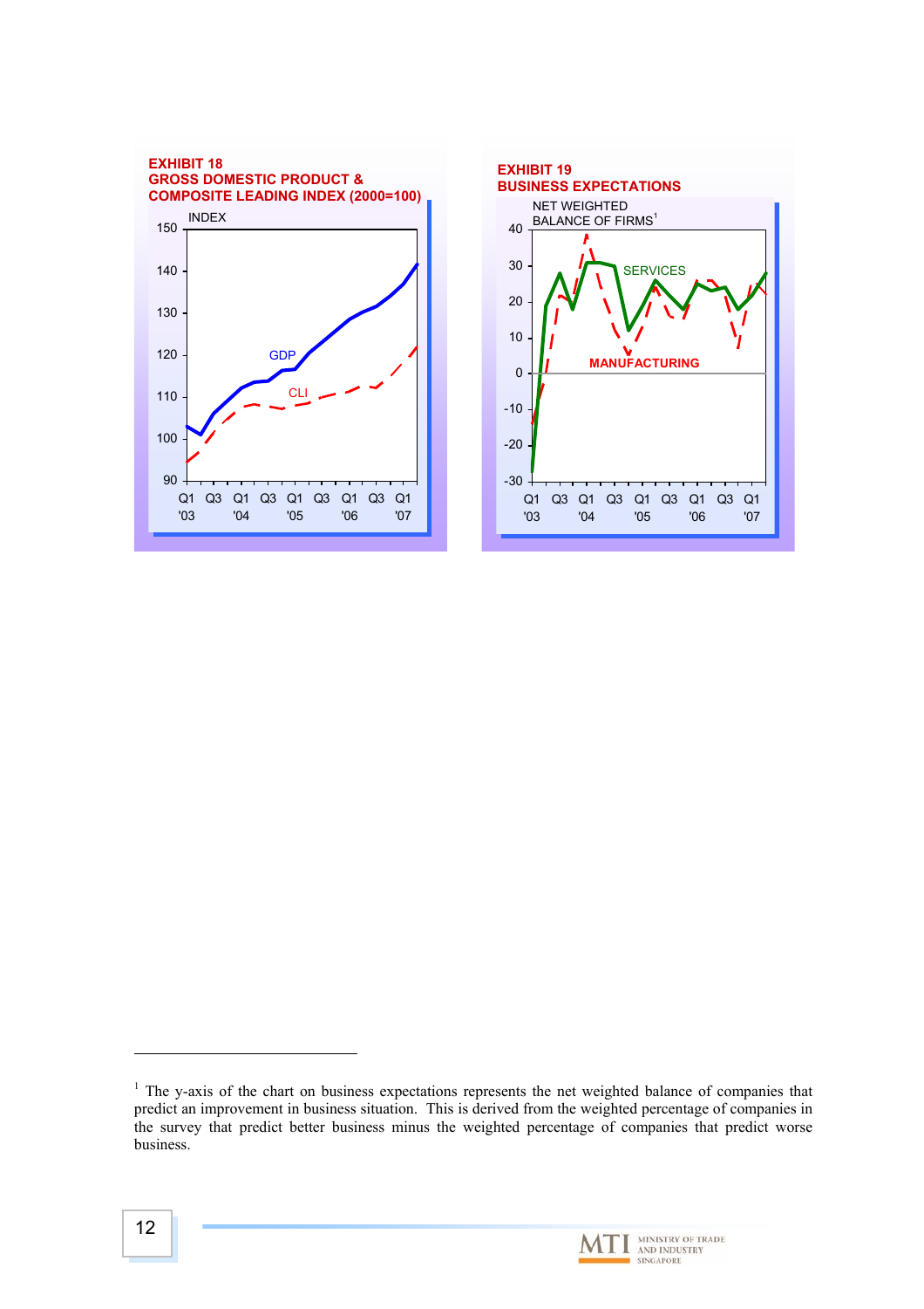**EXHIBIT 18**
**GROSS DOMESTIC PRODUCT & COMPOSITE LEADING INDEX (2000=100)**

**EXHIBIT 19**
**BUSINESS EXPECTATIONS**

---

[1] The y-axis of the chart on business expectations represents the net weighted balance of companies that predict an improvement in business situation. This is derived from the weighted percentage of companies in the survey that predict better business minus the weighted percentage of companies that predict worse business.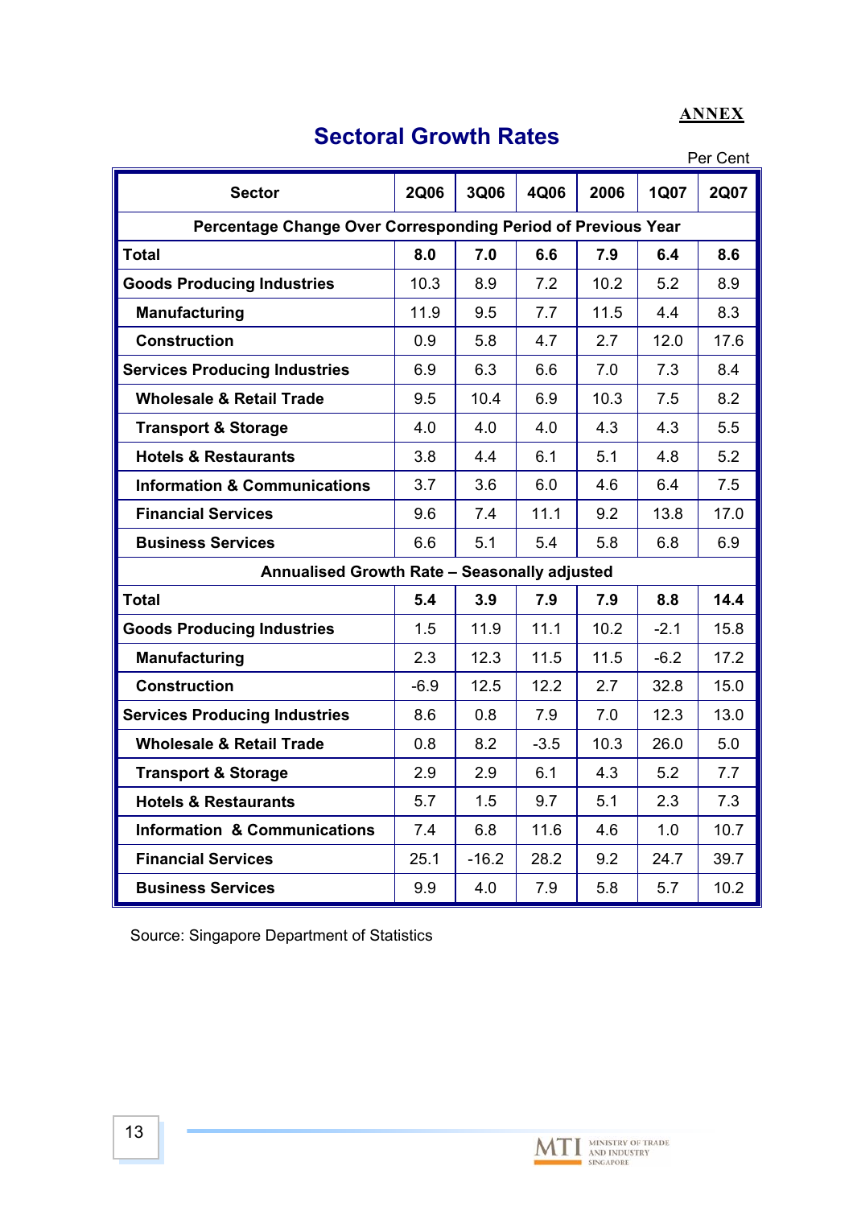**ANNEX**

## Sectoral Growth Rates

Per Cent

| Sector | 2Q06 | 3Q06 | 4Q06 | 2006 | 1Q07 | 2Q07 |
|---|---|---|---|---|---|---|
| **Percentage Change Over Corresponding Period of Previous Year** | | | | | | |
| **Total** | **8.0** | **7.0** | **6.6** | **7.9** | **6.4** | **8.6** |
| **Goods Producing Industries** | 10.3 | 8.9 | 7.2 | 10.2 | 5.2 | 8.9 |
| **Manufacturing** | 11.9 | 9.5 | 7.7 | 11.5 | 4.4 | 8.3 |
| **Construction** | 0.9 | 5.8 | 4.7 | 2.7 | 12.0 | 17.6 |
| **Services Producing Industries** | 6.9 | 6.3 | 6.6 | 7.0 | 7.3 | 8.4 |
| **Wholesale & Retail Trade** | 9.5 | 10.4 | 6.9 | 10.3 | 7.5 | 8.2 |
| **Transport & Storage** | 4.0 | 4.0 | 4.0 | 4.3 | 4.3 | 5.5 |
| **Hotels & Restaurants** | 3.8 | 4.4 | 6.1 | 5.1 | 4.8 | 5.2 |
| **Information & Communications** | 3.7 | 3.6 | 6.0 | 4.6 | 6.4 | 7.5 |
| **Financial Services** | 9.6 | 7.4 | 11.1 | 9.2 | 13.8 | 17.0 |
| **Business Services** | 6.6 | 5.1 | 5.4 | 5.8 | 6.8 | 6.9 |
| **Annualised Growth Rate – Seasonally adjusted** | | | | | | |
| **Total** | **5.4** | **3.9** | **7.9** | **7.9** | **8.8** | **14.4** |
| **Goods Producing Industries** | 1.5 | 11.9 | 11.1 | 10.2 | -2.1 | 15.8 |
| **Manufacturing** | 2.3 | 12.3 | 11.5 | 11.5 | -6.2 | 17.2 |
| **Construction** | -6.9 | 12.5 | 12.2 | 2.7 | 32.8 | 15.0 |
| **Services Producing Industries** | 8.6 | 0.8 | 7.9 | 7.0 | 12.3 | 13.0 |
| **Wholesale & Retail Trade** | 0.8 | 8.2 | -3.5 | 10.3 | 26.0 | 5.0 |
| **Transport & Storage** | 2.9 | 2.9 | 6.1 | 4.3 | 5.2 | 7.7 |
| **Hotels & Restaurants** | 5.7 | 1.5 | 9.7 | 5.1 | 2.3 | 7.3 |
| **Information & Communications** | 7.4 | 6.8 | 11.6 | 4.6 | 1.0 | 10.7 |
| **Financial Services** | 25.1 | -16.2 | 28.2 | 9.2 | 24.7 | 39.7 |
| **Business Services** | 9.9 | 4.0 | 7.9 | 5.8 | 5.7 | 10.2 |

Source: Singapore Department of Statistics